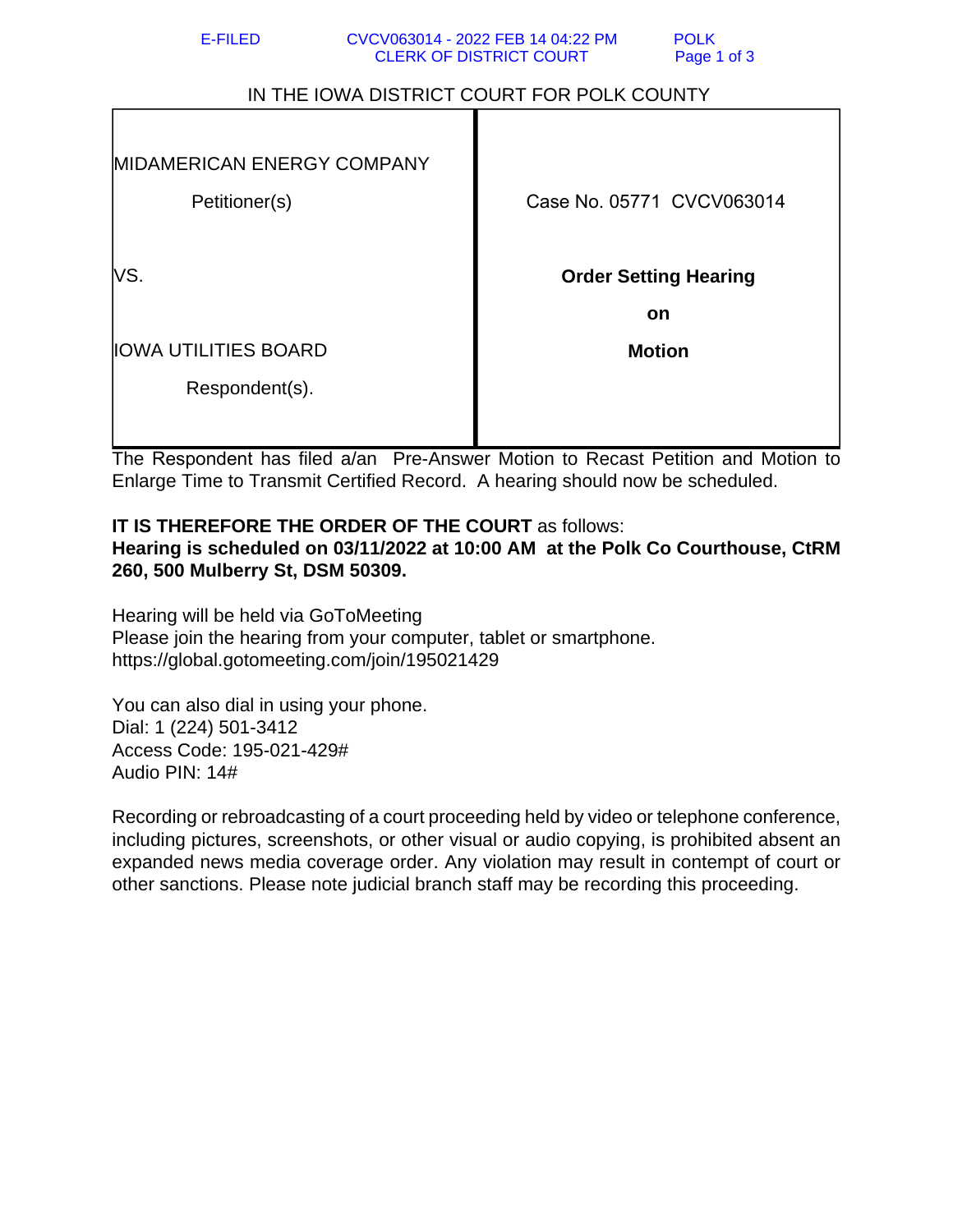IN THE IOWA DISTRICT COURT FOR POLK COUNTY

| | |
|---|---|
| MIDAMERICAN ENERGY COMPANY<br><br>Petitioner(s) | Case No. 05771 CVCV063014 |
| VS. | **Order Setting Hearing on Motion** |
| IOWA UTILITIES BOARD<br><br>Respondent(s). | |

The Respondent has filed a/an Pre-Answer Motion to Recast Petition and Motion to Enlarge Time to Transmit Certified Record. A hearing should now be scheduled.

**IT IS THEREFORE THE ORDER OF THE COURT** as follows:
**Hearing is scheduled on 03/11/2022 at 10:00 AM at the Polk Co Courthouse, CtRM 260, 500 Mulberry St, DSM 50309.**

Hearing will be held via GoToMeeting
Please join the hearing from your computer, tablet or smartphone.
https://global.gotomeeting.com/join/195021429

You can also dial in using your phone.
Dial: 1 (224) 501-3412
Access Code: 195-021-429#
Audio PIN: 14#

Recording or rebroadcasting of a court proceeding held by video or telephone conference, including pictures, screenshots, or other visual or audio copying, is prohibited absent an expanded news media coverage order. Any violation may result in contempt of court or other sanctions. Please note judicial branch staff may be recording this proceeding.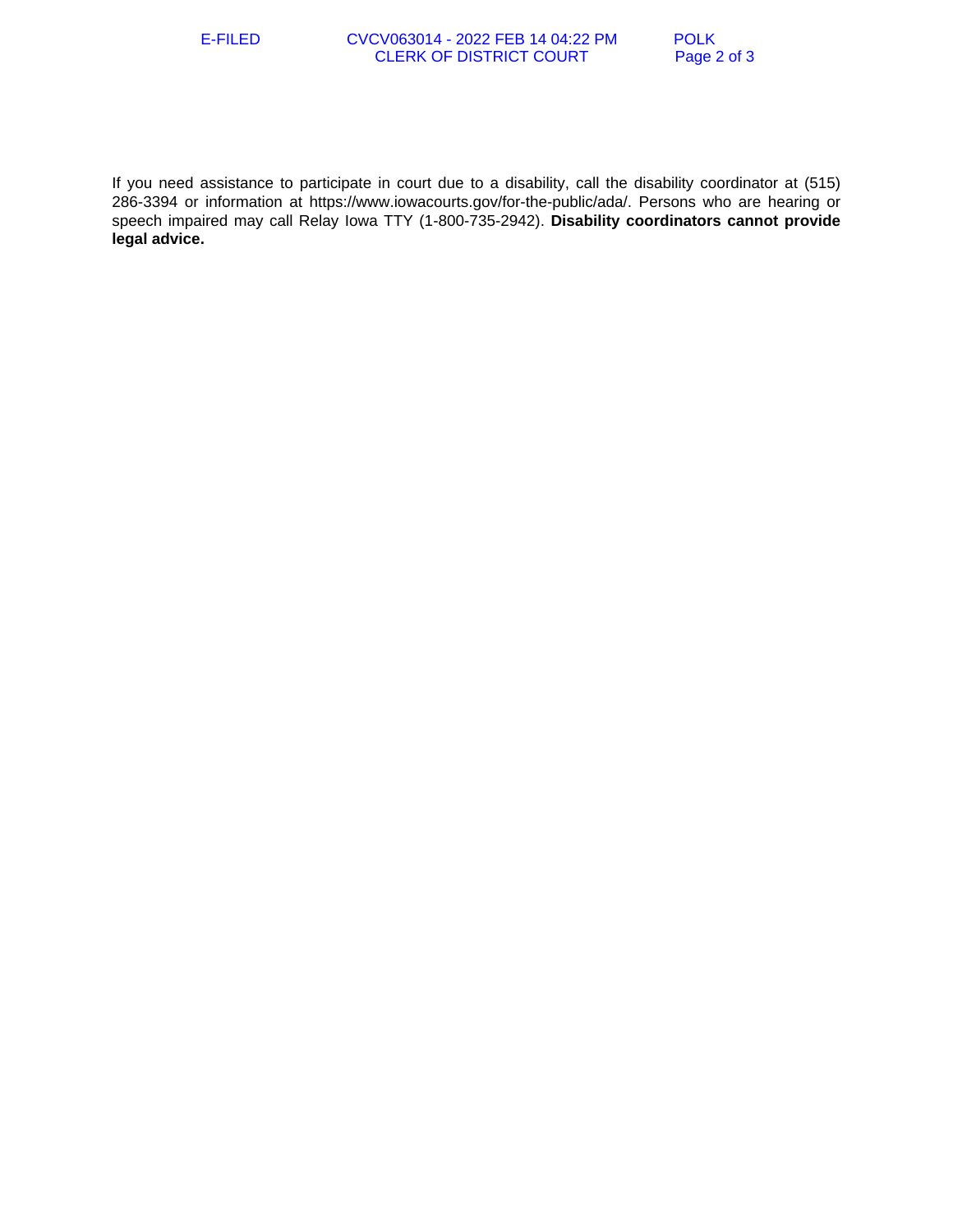If you need assistance to participate in court due to a disability, call the disability coordinator at (515) 286-3394 or information at https://www.iowacourts.gov/for-the-public/ada/. Persons who are hearing or speech impaired may call Relay Iowa TTY (1-800-735-2942). **Disability coordinators cannot provide legal advice.**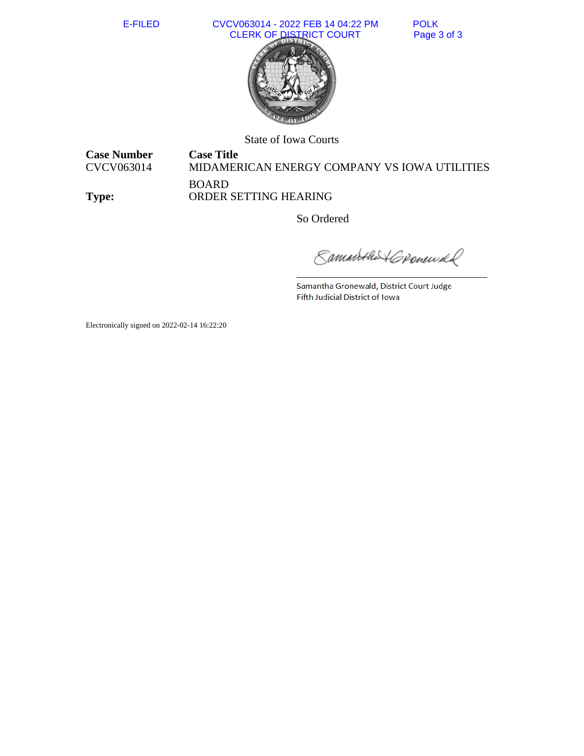State of Iowa Courts

| | |
|---|---|
| **Case Number** | **Case Title** |
| CVCV063014 | MIDAMERICAN ENERGY COMPANY VS IOWA UTILITIES BOARD |
| **Type:** | ORDER SETTING HEARING |

So Ordered

Samantha Gronewald, District Court Judge
Fifth Judicial District of Iowa

Electronically signed on 2022-02-14 16:22:20